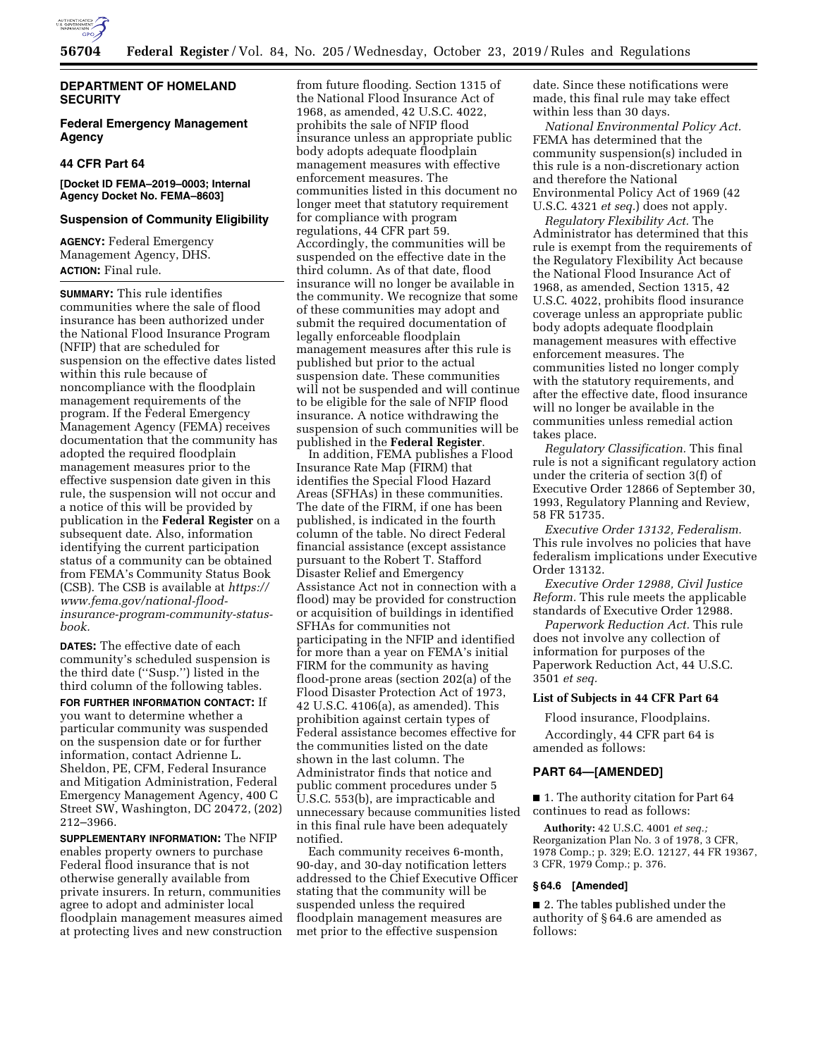## DEPARTMENT OF HOMELAND SECURITY

### Federal Emergency Management Agency

### 44 CFR Part 64

**[Docket ID FEMA–2019–0003; Internal Agency Docket No. FEMA–8603]**

### Suspension of Community Eligibility

**AGENCY:** Federal Emergency Management Agency, DHS.

**ACTION:** Final rule.

**SUMMARY:** This rule identifies communities where the sale of flood insurance has been authorized under the National Flood Insurance Program (NFIP) that are scheduled for suspension on the effective dates listed within this rule because of noncompliance with the floodplain management requirements of the program. If the Federal Emergency Management Agency (FEMA) receives documentation that the community has adopted the required floodplain management measures prior to the effective suspension date given in this rule, the suspension will not occur and a notice of this will be provided by publication in the **Federal Register** on a subsequent date. Also, information identifying the current participation status of a community can be obtained from FEMA's Community Status Book (CSB). The CSB is available at *https://www.fema.gov/national-flood-insurance-program-community-status-book.*

**DATES:** The effective date of each community's scheduled suspension is the third date (''Susp.'') listed in the third column of the following tables.

**FOR FURTHER INFORMATION CONTACT:** If you want to determine whether a particular community was suspended on the suspension date or for further information, contact Adrienne L. Sheldon, PE, CFM, Federal Insurance and Mitigation Administration, Federal Emergency Management Agency, 400 C Street SW, Washington, DC 20472, (202) 212–3966.

**SUPPLEMENTARY INFORMATION:** The NFIP enables property owners to purchase Federal flood insurance that is not otherwise generally available from private insurers. In return, communities agree to adopt and administer local floodplain management measures aimed at protecting lives and new construction from future flooding. Section 1315 of the National Flood Insurance Act of 1968, as amended, 42 U.S.C. 4022, prohibits the sale of NFIP flood insurance unless an appropriate public body adopts adequate floodplain management measures with effective enforcement measures. The communities listed in this document no longer meet that statutory requirement for compliance with program regulations, 44 CFR part 59. Accordingly, the communities will be suspended on the effective date in the third column. As of that date, flood insurance will no longer be available in the community. We recognize that some of these communities may adopt and submit the required documentation of legally enforceable floodplain management measures after this rule is published but prior to the actual suspension date. These communities will not be suspended and will continue to be eligible for the sale of NFIP flood insurance. A notice withdrawing the suspension of such communities will be published in the **Federal Register**.

In addition, FEMA publishes a Flood Insurance Rate Map (FIRM) that identifies the Special Flood Hazard Areas (SFHAs) in these communities. The date of the FIRM, if one has been published, is indicated in the fourth column of the table. No direct Federal financial assistance (except assistance pursuant to the Robert T. Stafford Disaster Relief and Emergency Assistance Act not in connection with a flood) may be provided for construction or acquisition of buildings in identified SFHAs for communities not participating in the NFIP and identified for more than a year on FEMA's initial FIRM for the community as having flood-prone areas (section 202(a) of the Flood Disaster Protection Act of 1973, 42 U.S.C. 4106(a), as amended). This prohibition against certain types of Federal assistance becomes effective for the communities listed on the date shown in the last column. The Administrator finds that notice and public comment procedures under 5 U.S.C. 553(b), are impracticable and unnecessary because communities listed in this final rule have been adequately notified.

Each community receives 6-month, 90-day, and 30-day notification letters addressed to the Chief Executive Officer stating that the community will be suspended unless the required floodplain management measures are met prior to the effective suspension date. Since these notifications were made, this final rule may take effect within less than 30 days.

*National Environmental Policy Act.* FEMA has determined that the community suspension(s) included in this rule is a non-discretionary action and therefore the National Environmental Policy Act of 1969 (42 U.S.C. 4321 *et seq.*) does not apply.

*Regulatory Flexibility Act.* The Administrator has determined that this rule is exempt from the requirements of the Regulatory Flexibility Act because the National Flood Insurance Act of 1968, as amended, Section 1315, 42 U.S.C. 4022, prohibits flood insurance coverage unless an appropriate public body adopts adequate floodplain management measures with effective enforcement measures. The communities listed no longer comply with the statutory requirements, and after the effective date, flood insurance will no longer be available in the communities unless remedial action takes place.

*Regulatory Classification.* This final rule is not a significant regulatory action under the criteria of section 3(f) of Executive Order 12866 of September 30, 1993, Regulatory Planning and Review, 58 FR 51735.

*Executive Order 13132, Federalism.* This rule involves no policies that have federalism implications under Executive Order 13132.

*Executive Order 12988, Civil Justice Reform.* This rule meets the applicable standards of Executive Order 12988.

*Paperwork Reduction Act.* This rule does not involve any collection of information for purposes of the Paperwork Reduction Act, 44 U.S.C. 3501 *et seq.*

### List of Subjects in 44 CFR Part 64

Flood insurance, Floodplains.

Accordingly, 44 CFR part 64 is amended as follows:

### PART 64—[AMENDED]

■ 1. The authority citation for Part 64 continues to read as follows:

**Authority:** 42 U.S.C. 4001 *et seq.;* Reorganization Plan No. 3 of 1978, 3 CFR, 1978 Comp.; p. 329; E.O. 12127, 44 FR 19367, 3 CFR, 1979 Comp.; p. 376.

### § 64.6 [Amended]

■ 2. The tables published under the authority of § 64.6 are amended as follows: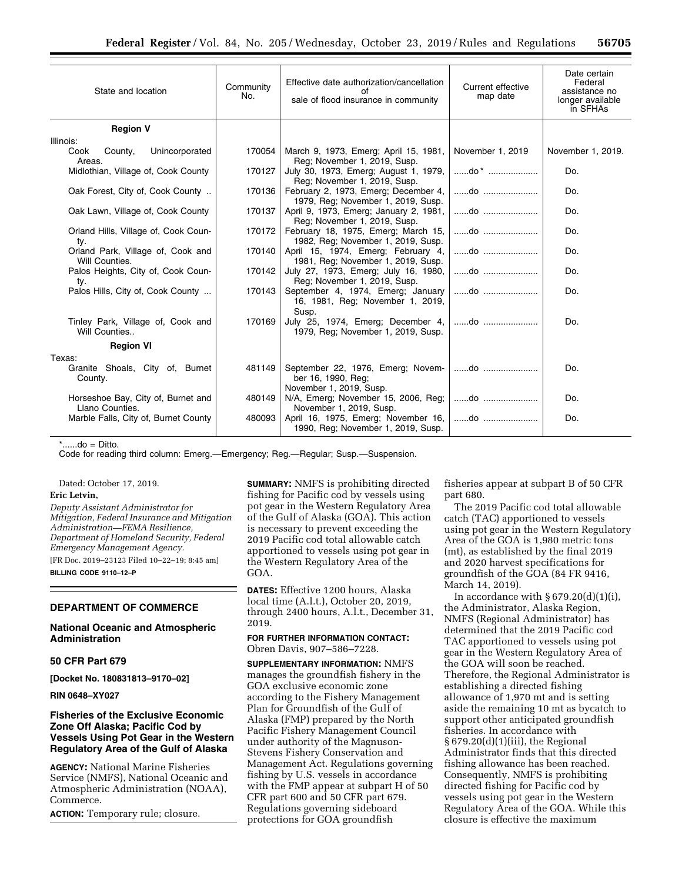| State and location | Community No. | Effective date authorization/cancellation of sale of flood insurance in community | Current effective map date | Date certain Federal assistance no longer available in SFHAs |
|---|---|---|---|---|
| **Region V** | | | | |
| Illinois: | | | | |
| Cook County, Unincorporated Areas. | 170054 | March 9, 1973, Emerg; April 15, 1981, Reg; November 1, 2019, Susp. | November 1, 2019 | November 1, 2019. |
| Midlothian, Village of, Cook County | 170127 | July 30, 1973, Emerg; August 1, 1979, Reg; November 1, 2019, Susp. | ......do* .................... | Do. |
| Oak Forest, City of, Cook County .. | 170136 | February 2, 1973, Emerg; December 4, 1979, Reg; November 1, 2019, Susp. | ......do ...................... | Do. |
| Oak Lawn, Village of, Cook County | 170137 | April 9, 1973, Emerg; January 2, 1981, Reg; November 1, 2019, Susp. | ......do ...................... | Do. |
| Orland Hills, Village of, Cook County. | 170172 | February 18, 1975, Emerg; March 15, 1982, Reg; November 1, 2019, Susp. | ......do ...................... | Do. |
| Orland Park, Village of, Cook and Will Counties. | 170140 | April 15, 1974, Emerg; February 4, 1981, Reg; November 1, 2019, Susp. | ......do ...................... | Do. |
| Palos Heights, City of, Cook County. | 170142 | July 27, 1973, Emerg; July 16, 1980, Reg; November 1, 2019, Susp. | ......do ...................... | Do. |
| Palos Hills, City of, Cook County ... | 170143 | September 4, 1974, Emerg; January 16, 1981, Reg; November 1, 2019, Susp. | ......do ...................... | Do. |
| Tinley Park, Village of, Cook and Will Counties.. | 170169 | July 25, 1974, Emerg; December 4, 1979, Reg; November 1, 2019, Susp. | ......do ...................... | Do. |
| **Region VI** | | | | |
| Texas: | | | | |
| Granite Shoals, City of, Burnet County. | 481149 | September 22, 1976, Emerg; November 16, 1990, Reg; November 1, 2019, Susp. | ......do ...................... | Do. |
| Horseshoe Bay, City of, Burnet and Llano Counties. | 480149 | N/A, Emerg; November 15, 2006, Reg; November 1, 2019, Susp. | ......do ...................... | Do. |
| Marble Falls, City of, Burnet County | 480093 | April 16, 1975, Emerg; November 16, 1990, Reg; November 1, 2019, Susp. | ......do ...................... | Do. |

*......do = Ditto.

Code for reading third column: Emerg.—Emergency; Reg.—Regular; Susp.—Suspension.

Dated: October 17, 2019.

**Eric Letvin,**

*Deputy Assistant Administrator for Mitigation, Federal Insurance and Mitigation Administration—FEMA Resilience, Department of Homeland Security, Federal Emergency Management Agency.*

[FR Doc. 2019–23123 Filed 10–22–19; 8:45 am]

**BILLING CODE 9110–12–P**

## DEPARTMENT OF COMMERCE

### National Oceanic and Atmospheric Administration

### 50 CFR Part 679

**[Docket No. 180831813–9170–02]**

**RIN 0648–XY027**

### Fisheries of the Exclusive Economic Zone Off Alaska; Pacific Cod by Vessels Using Pot Gear in the Western Regulatory Area of the Gulf of Alaska

**AGENCY:** National Marine Fisheries Service (NMFS), National Oceanic and Atmospheric Administration (NOAA), Commerce.

**ACTION:** Temporary rule; closure.

**SUMMARY:** NMFS is prohibiting directed fishing for Pacific cod by vessels using pot gear in the Western Regulatory Area of the Gulf of Alaska (GOA). This action is necessary to prevent exceeding the 2019 Pacific cod total allowable catch apportioned to vessels using pot gear in the Western Regulatory Area of the GOA.

**DATES:** Effective 1200 hours, Alaska local time (A.l.t.), October 20, 2019, through 2400 hours, A.l.t., December 31, 2019.

**FOR FURTHER INFORMATION CONTACT:** Obren Davis, 907–586–7228.

**SUPPLEMENTARY INFORMATION:** NMFS manages the groundfish fishery in the GOA exclusive economic zone according to the Fishery Management Plan for Groundfish of the Gulf of Alaska (FMP) prepared by the North Pacific Fishery Management Council under authority of the Magnuson-Stevens Fishery Conservation and Management Act. Regulations governing fishing by U.S. vessels in accordance with the FMP appear at subpart H of 50 CFR part 600 and 50 CFR part 679. Regulations governing sideboard protections for GOA groundfish fisheries appear at subpart B of 50 CFR part 680.

The 2019 Pacific cod total allowable catch (TAC) apportioned to vessels using pot gear in the Western Regulatory Area of the GOA is 1,980 metric tons (mt), as established by the final 2019 and 2020 harvest specifications for groundfish of the GOA (84 FR 9416, March 14, 2019).

In accordance with § 679.20(d)(1)(i), the Administrator, Alaska Region, NMFS (Regional Administrator) has determined that the 2019 Pacific cod TAC apportioned to vessels using pot gear in the Western Regulatory Area of the GOA will soon be reached. Therefore, the Regional Administrator is establishing a directed fishing allowance of 1,970 mt and is setting aside the remaining 10 mt as bycatch to support other anticipated groundfish fisheries. In accordance with § 679.20(d)(1)(iii), the Regional Administrator finds that this directed fishing allowance has been reached. Consequently, NMFS is prohibiting directed fishing for Pacific cod by vessels using pot gear in the Western Regulatory Area of the GOA. While this closure is effective the maximum